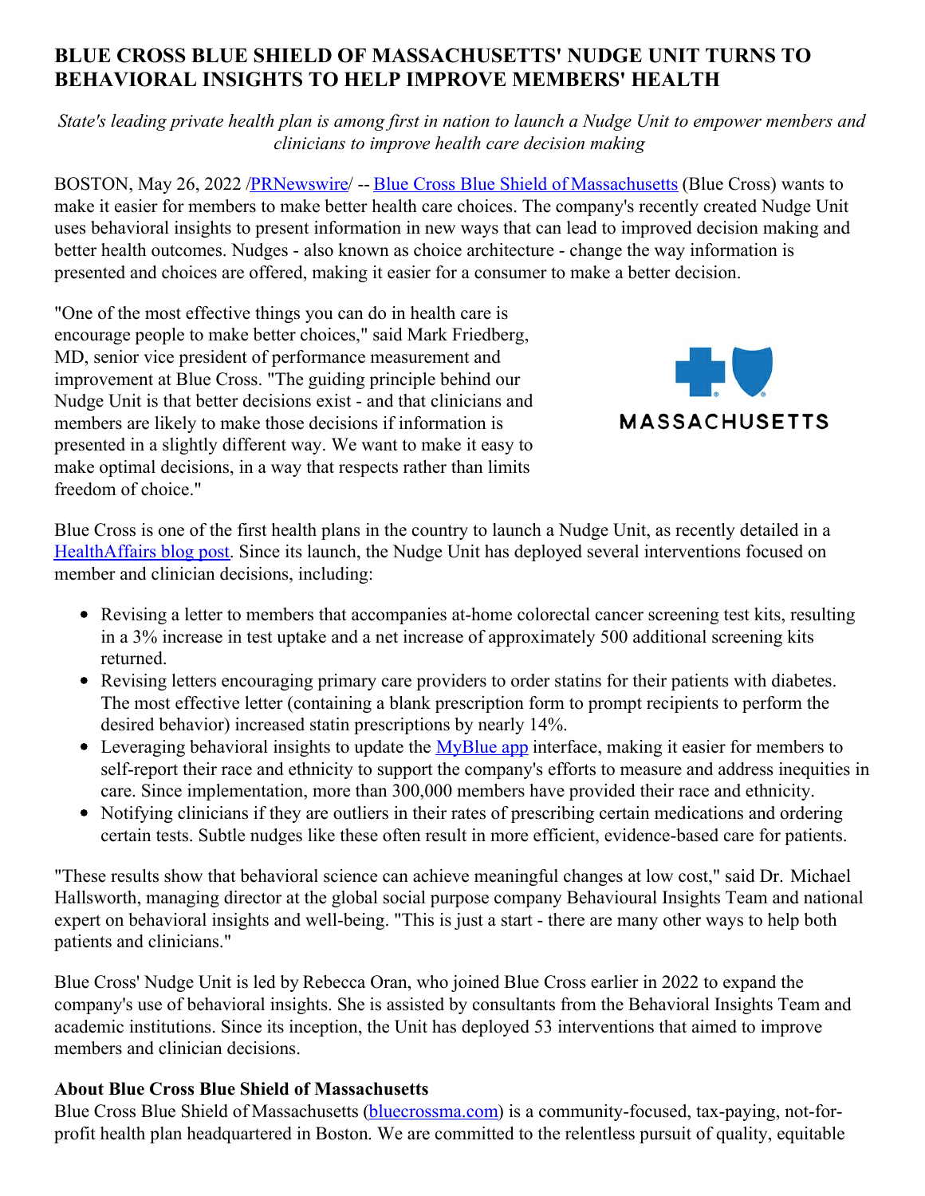# BLUE CROSS BLUE SHIELD OF MASSACHUSETTS' NUDGE UNIT TURNS TO BEHAVIORAL INSIGHTS TO HELP IMPROVE MEMBERS' HEALTH

*State's leading private health plan is among first in nation to launch a Nudge Unit to empower members and clinicians to improve health care decision making*

BOSTON, May 26, 2022 /PRNewswire/ -- Blue Cross Blue Shield of Massachusetts (Blue Cross) wants to make it easier for members to make better health care choices. The company's recently created Nudge Unit uses behavioral insights to present information in new ways that can lead to improved decision making and better health outcomes. Nudges - also known as choice architecture - change the way information is presented and choices are offered, making it easier for a consumer to make a better decision.

"One of the most effective things you can do in health care is encourage people to make better choices," said Mark Friedberg, MD, senior vice president of performance measurement and improvement at Blue Cross. "The guiding principle behind our Nudge Unit is that better decisions exist - and that clinicians and members are likely to make those decisions if information is presented in a slightly different way. We want to make it easy to make optimal decisions, in a way that respects rather than limits freedom of choice."

Blue Cross is one of the first health plans in the country to launch a Nudge Unit, as recently detailed in a HealthAffairs blog post. Since its launch, the Nudge Unit has deployed several interventions focused on member and clinician decisions, including:

- Revising a letter to members that accompanies at-home colorectal cancer screening test kits, resulting in a 3% increase in test uptake and a net increase of approximately 500 additional screening kits returned.
- Revising letters encouraging primary care providers to order statins for their patients with diabetes. The most effective letter (containing a blank prescription form to prompt recipients to perform the desired behavior) increased statin prescriptions by nearly 14%.
- Leveraging behavioral insights to update the MyBlue app interface, making it easier for members to self-report their race and ethnicity to support the company's efforts to measure and address inequities in care. Since implementation, more than 300,000 members have provided their race and ethnicity.
- Notifying clinicians if they are outliers in their rates of prescribing certain medications and ordering certain tests. Subtle nudges like these often result in more efficient, evidence-based care for patients.

"These results show that behavioral science can achieve meaningful changes at low cost," said Dr. Michael Hallsworth, managing director at the global social purpose company Behavioural Insights Team and national expert on behavioral insights and well-being. "This is just a start - there are many other ways to help both patients and clinicians."

Blue Cross' Nudge Unit is led by Rebecca Oran, who joined Blue Cross earlier in 2022 to expand the company's use of behavioral insights. She is assisted by consultants from the Behavioral Insights Team and academic institutions. Since its inception, the Unit has deployed 53 interventions that aimed to improve members and clinician decisions.

### About Blue Cross Blue Shield of Massachusetts

Blue Cross Blue Shield of Massachusetts (bluecrossma.com) is a community-focused, tax-paying, not-for-profit health plan headquartered in Boston. We are committed to the relentless pursuit of quality, equitable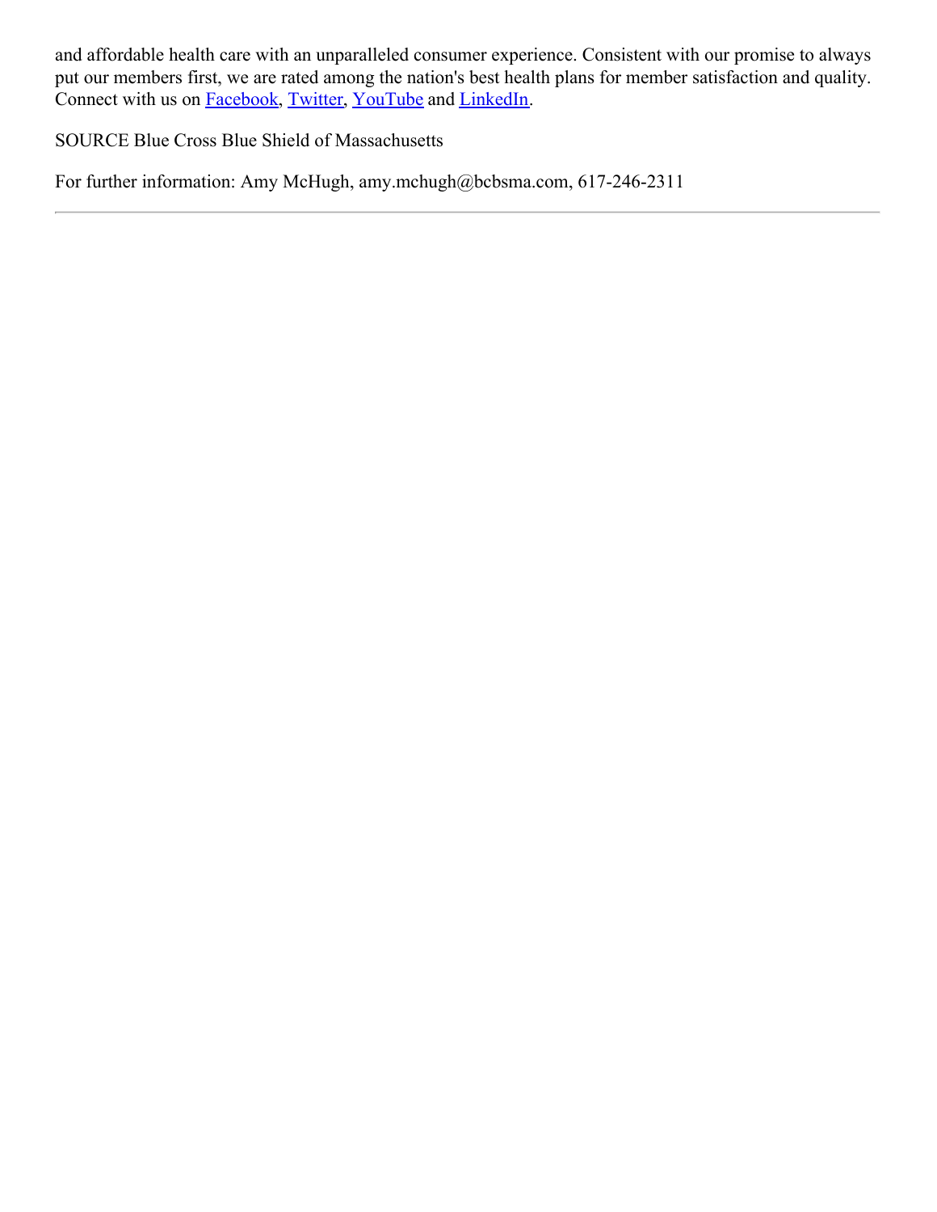and affordable health care with an unparalleled consumer experience. Consistent with our promise to always put our members first, we are rated among the nation's best health plans for member satisfaction and quality. Connect with us on Facebook, Twitter, YouTube and LinkedIn.

SOURCE Blue Cross Blue Shield of Massachusetts

For further information: Amy McHugh, amy.mchugh@bcbsma.com, 617-246-2311

---